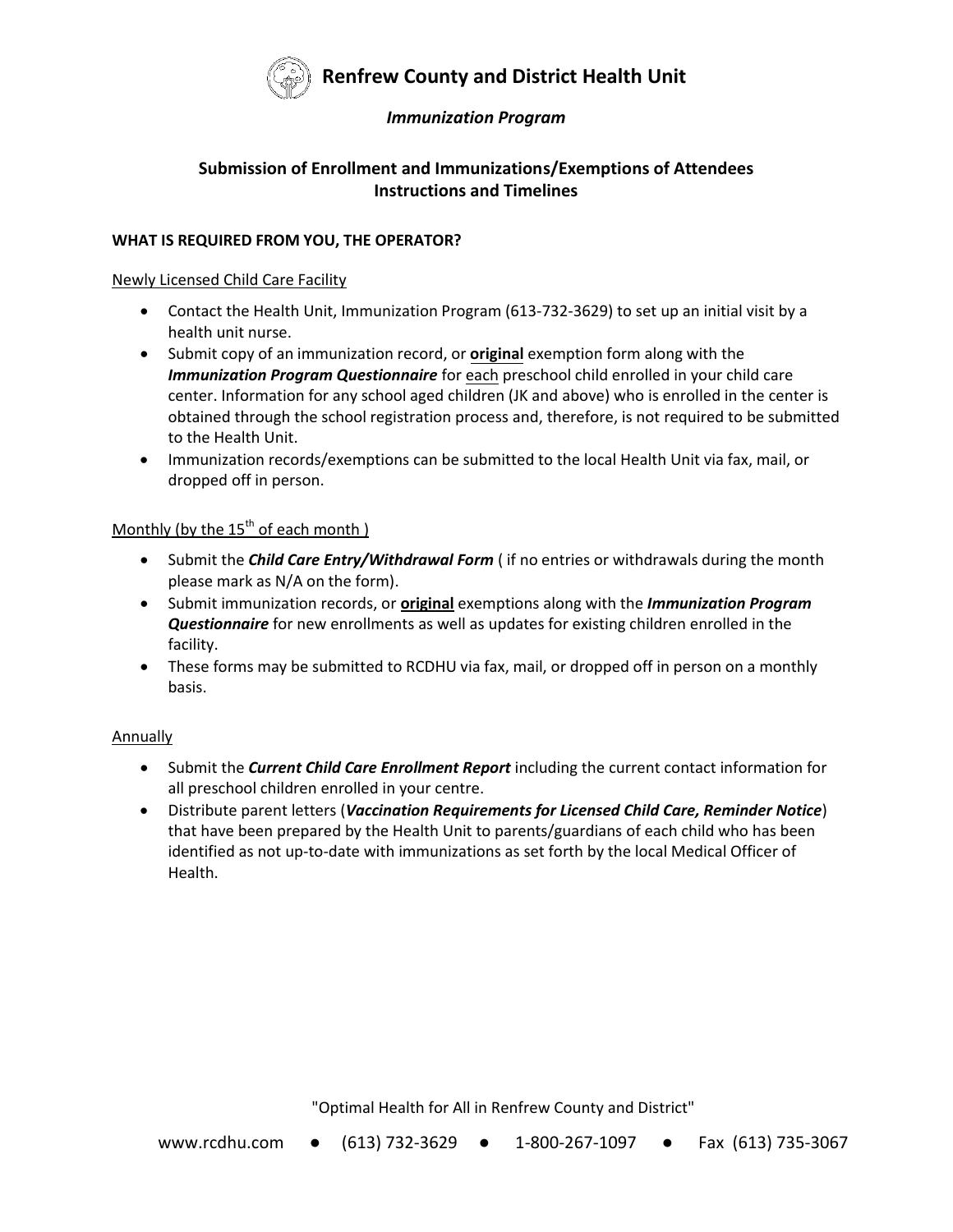# Renfrew County and District Health Unit

## *Immunization Program*

## Submission of Enrollment and Immunizations/Exemptions of Attendees Instructions and Timelines

**WHAT IS REQUIRED FROM YOU, THE OPERATOR?**

Newly Licensed Child Care Facility

- Contact the Health Unit, Immunization Program (613-732-3629) to set up an initial visit by a health unit nurse.
- Submit copy of an immunization record, or **original** exemption form along with the ***Immunization Program Questionnaire*** for each preschool child enrolled in your child care center. Information for any school aged children (JK and above) who is enrolled in the center is obtained through the school registration process and, therefore, is not required to be submitted to the Health Unit.
- Immunization records/exemptions can be submitted to the local Health Unit via fax, mail, or dropped off in person.

Monthly (by the 15th of each month )

- Submit the ***Child Care Entry/Withdrawal Form*** ( if no entries or withdrawals during the month please mark as N/A on the form).
- Submit immunization records, or **original** exemptions along with the ***Immunization Program Questionnaire*** for new enrollments as well as updates for existing children enrolled in the facility.
- These forms may be submitted to RCDHU via fax, mail, or dropped off in person on a monthly basis.

Annually

- Submit the ***Current Child Care Enrollment Report*** including the current contact information for all preschool children enrolled in your centre.
- Distribute parent letters (***Vaccination Requirements for Licensed Child Care, Reminder Notice***) that have been prepared by the Health Unit to parents/guardians of each child who has been identified as not up-to-date with immunizations as set forth by the local Medical Officer of Health.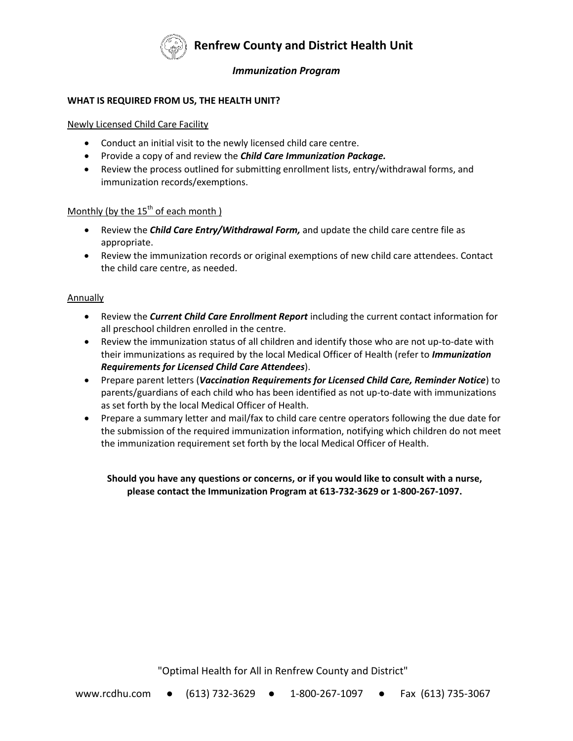# Renfrew County and District Health Unit

*Immunization Program*

**WHAT IS REQUIRED FROM US, THE HEALTH UNIT?**

Newly Licensed Child Care Facility

- Conduct an initial visit to the newly licensed child care centre.
- Provide a copy of and review the ***Child Care Immunization Package.***
- Review the process outlined for submitting enrollment lists, entry/withdrawal forms, and immunization records/exemptions.

Monthly (by the 15th of each month )

- Review the ***Child Care Entry/Withdrawal Form,*** and update the child care centre file as appropriate.
- Review the immunization records or original exemptions of new child care attendees. Contact the child care centre, as needed.

Annually

- Review the ***Current Child Care Enrollment Report*** including the current contact information for all preschool children enrolled in the centre.
- Review the immunization status of all children and identify those who are not up-to-date with their immunizations as required by the local Medical Officer of Health (refer to ***Immunization Requirements for Licensed Child Care Attendees***).
- Prepare parent letters (***Vaccination Requirements for Licensed Child Care, Reminder Notice***) to parents/guardians of each child who has been identified as not up-to-date with immunizations as set forth by the local Medical Officer of Health.
- Prepare a summary letter and mail/fax to child care centre operators following the due date for the submission of the required immunization information, notifying which children do not meet the immunization requirement set forth by the local Medical Officer of Health.

**Should you have any questions or concerns, or if you would like to consult with a nurse, please contact the Immunization Program at 613-732-3629 or 1-800-267-1097.**

"Optimal Health for All in Renfrew County and District"

www.rcdhu.com ● (613) 732-3629 ● 1-800-267-1097 ● Fax (613) 735-3067